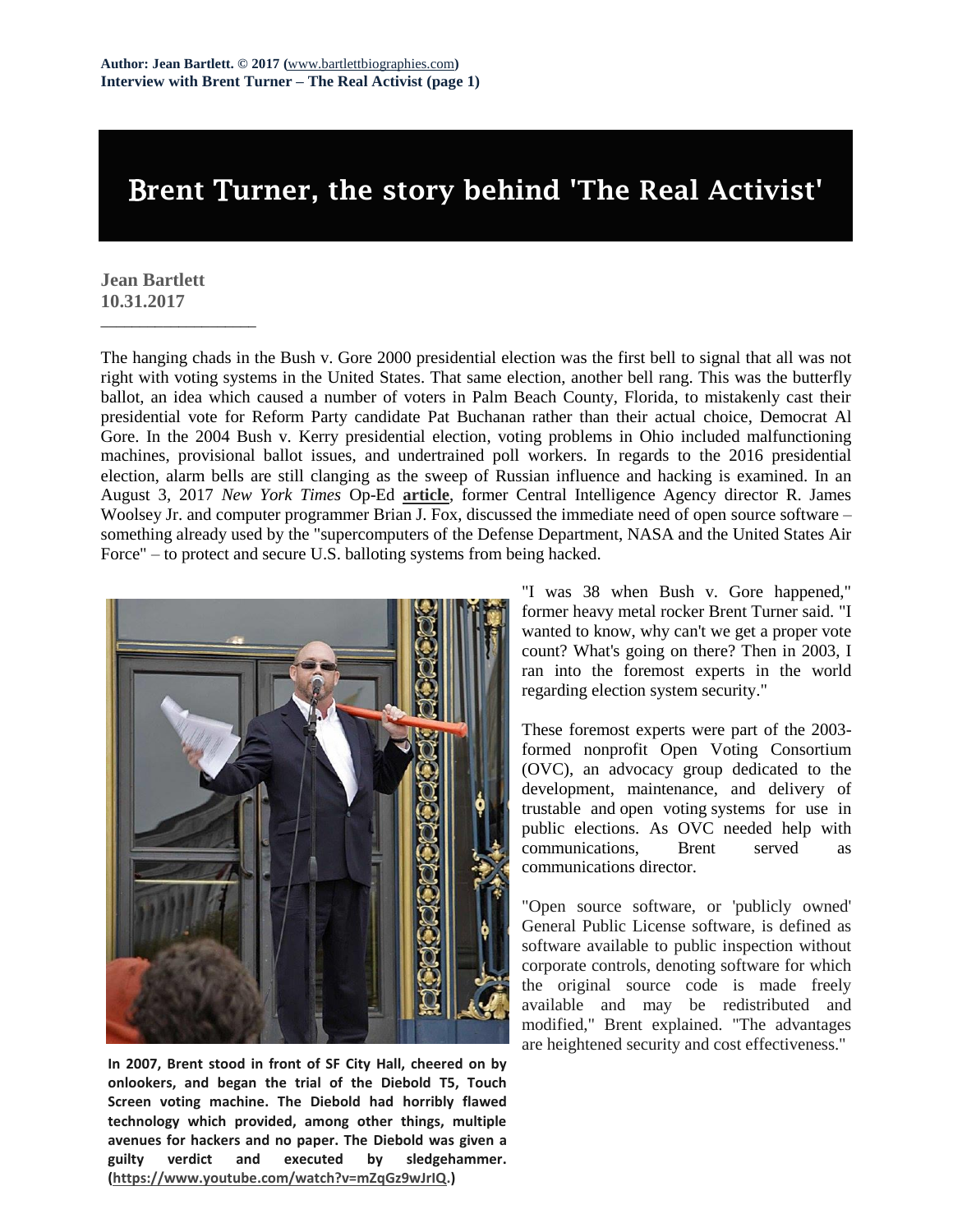# Brent Turner, the story behind 'The Real Activist'

**Jean Bartlett**
**10.31.2017**

The hanging chads in the Bush v. Gore 2000 presidential election was the first bell to signal that all was not right with voting systems in the United States. That same election, another bell rang. This was the butterfly ballot, an idea which caused a number of voters in Palm Beach County, Florida, to mistakenly cast their presidential vote for Reform Party candidate Pat Buchanan rather than their actual choice, Democrat Al Gore. In the 2004 Bush v. Kerry presidential election, voting problems in Ohio included malfunctioning machines, provisional ballot issues, and undertrained poll workers. In regards to the 2016 presidential election, alarm bells are still clanging as the sweep of Russian influence and hacking is examined. In an August 3, 2017 *New York Times* Op-Ed **article**, former Central Intelligence Agency director R. James Woolsey Jr. and computer programmer Brian J. Fox, discussed the immediate need of open source software – something already used by the "supercomputers of the Defense Department, NASA and the United States Air Force" – to protect and secure U.S. balloting systems from being hacked.

**In 2007, Brent stood in front of SF City Hall, cheered on by onlookers, and began the trial of the Diebold T5, Touch Screen voting machine. The Diebold had horribly flawed technology which provided, among other things, multiple avenues for hackers and no paper. The Diebold was given a guilty verdict and executed by sledgehammer. (https://www.youtube.com/watch?v=mZqGz9wJrIQ.)**

"I was 38 when Bush v. Gore happened," former heavy metal rocker Brent Turner said. "I wanted to know, why can't we get a proper vote count? What's going on there? Then in 2003, I ran into the foremost experts in the world regarding election system security."

These foremost experts were part of the 2003-formed nonprofit Open Voting Consortium (OVC), an advocacy group dedicated to the development, maintenance, and delivery of trustable and open voting systems for use in public elections. As OVC needed help with communications, Brent served as communications director.

"Open source software, or 'publicly owned' General Public License software, is defined as software available to public inspection without corporate controls, denoting software for which the original source code is made freely available and may be redistributed and modified," Brent explained. "The advantages are heightened security and cost effectiveness."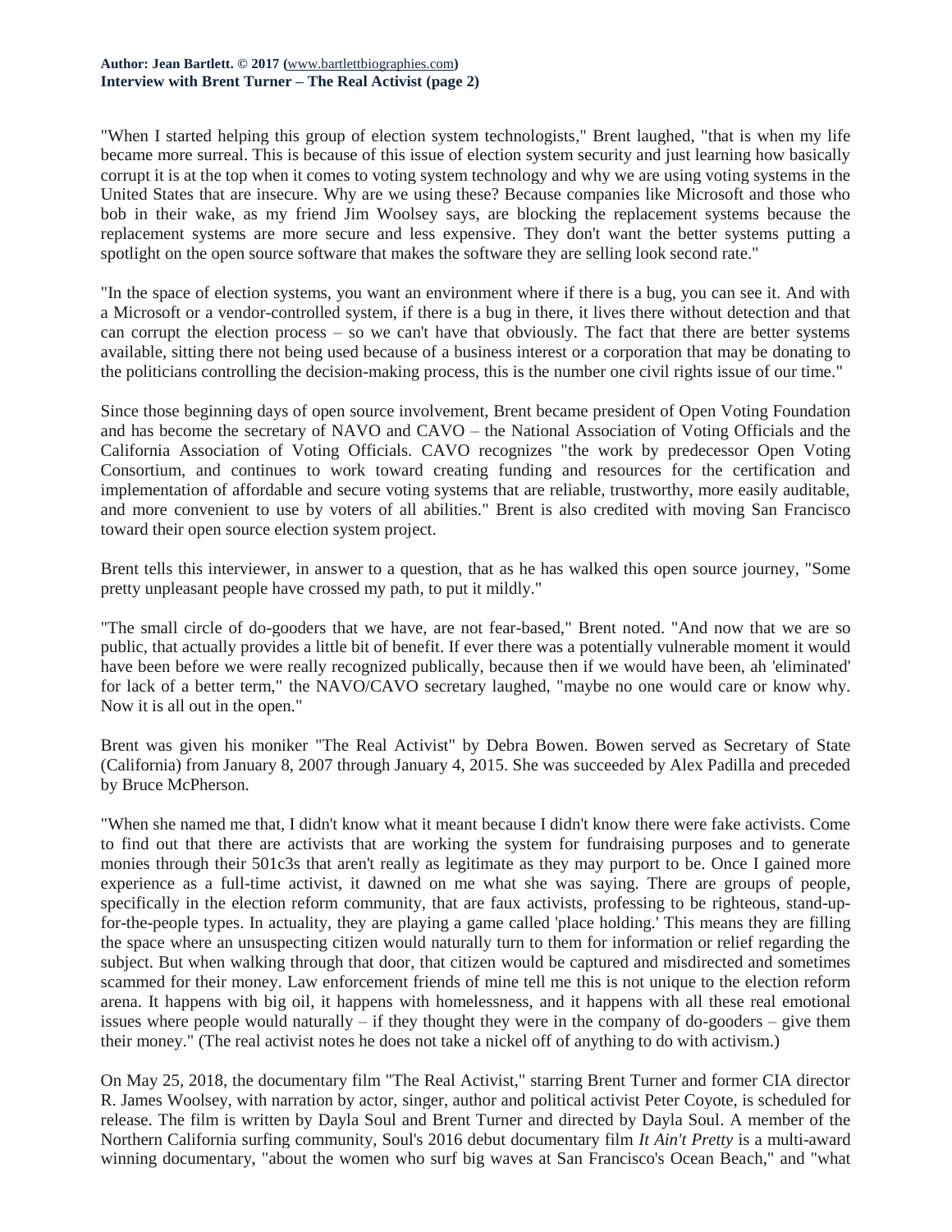"When I started helping this group of election system technologists," Brent laughed, "that is when my life became more surreal. This is because of this issue of election system security and just learning how basically corrupt it is at the top when it comes to voting system technology and why we are using voting systems in the United States that are insecure. Why are we using these? Because companies like Microsoft and those who bob in their wake, as my friend Jim Woolsey says, are blocking the replacement systems because the replacement systems are more secure and less expensive. They don't want the better systems putting a spotlight on the open source software that makes the software they are selling look second rate."

"In the space of election systems, you want an environment where if there is a bug, you can see it. And with a Microsoft or a vendor-controlled system, if there is a bug in there, it lives there without detection and that can corrupt the election process – so we can't have that obviously. The fact that there are better systems available, sitting there not being used because of a business interest or a corporation that may be donating to the politicians controlling the decision-making process, this is the number one civil rights issue of our time."

Since those beginning days of open source involvement, Brent became president of Open Voting Foundation and has become the secretary of NAVO and CAVO – the National Association of Voting Officials and the California Association of Voting Officials. CAVO recognizes "the work by predecessor Open Voting Consortium, and continues to work toward creating funding and resources for the certification and implementation of affordable and secure voting systems that are reliable, trustworthy, more easily auditable, and more convenient to use by voters of all abilities." Brent is also credited with moving San Francisco toward their open source election system project.

Brent tells this interviewer, in answer to a question, that as he has walked this open source journey, "Some pretty unpleasant people have crossed my path, to put it mildly."

"The small circle of do-gooders that we have, are not fear-based," Brent noted. "And now that we are so public, that actually provides a little bit of benefit. If ever there was a potentially vulnerable moment it would have been before we were really recognized publically, because then if we would have been, ah 'eliminated' for lack of a better term," the NAVO/CAVO secretary laughed, "maybe no one would care or know why. Now it is all out in the open."

Brent was given his moniker "The Real Activist" by Debra Bowen. Bowen served as Secretary of State (California) from January 8, 2007 through January 4, 2015. She was succeeded by Alex Padilla and preceded by Bruce McPherson.

"When she named me that, I didn't know what it meant because I didn't know there were fake activists. Come to find out that there are activists that are working the system for fundraising purposes and to generate monies through their 501c3s that aren't really as legitimate as they may purport to be. Once I gained more experience as a full-time activist, it dawned on me what she was saying. There are groups of people, specifically in the election reform community, that are faux activists, professing to be righteous, stand-up-for-the-people types. In actuality, they are playing a game called 'place holding.' This means they are filling the space where an unsuspecting citizen would naturally turn to them for information or relief regarding the subject. But when walking through that door, that citizen would be captured and misdirected and sometimes scammed for their money. Law enforcement friends of mine tell me this is not unique to the election reform arena. It happens with big oil, it happens with homelessness, and it happens with all these real emotional issues where people would naturally – if they thought they were in the company of do-gooders – give them their money." (The real activist notes he does not take a nickel off of anything to do with activism.)

On May 25, 2018, the documentary film "The Real Activist," starring Brent Turner and former CIA director R. James Woolsey, with narration by actor, singer, author and political activist Peter Coyote, is scheduled for release. The film is written by Dayla Soul and Brent Turner and directed by Dayla Soul. A member of the Northern California surfing community, Soul's 2016 debut documentary film *It Ain't Pretty* is a multi-award winning documentary, "about the women who surf big waves at San Francisco's Ocean Beach," and "what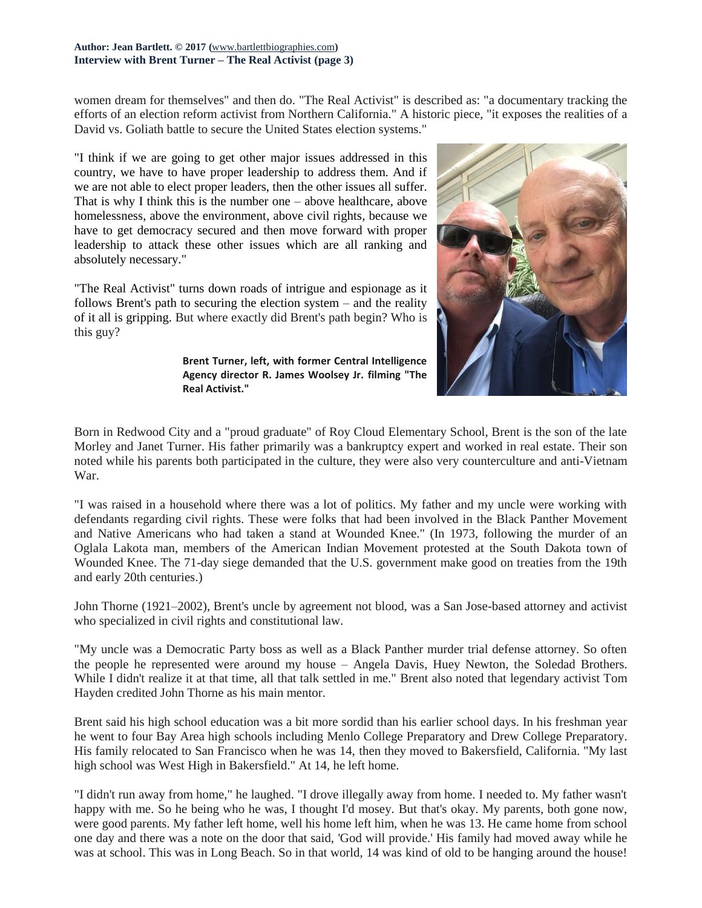women dream for themselves" and then do. "The Real Activist" is described as: "a documentary tracking the efforts of an election reform activist from Northern California." A historic piece, "it exposes the realities of a David vs. Goliath battle to secure the United States election systems."

"I think if we are going to get other major issues addressed in this country, we have to have proper leadership to address them. And if we are not able to elect proper leaders, then the other issues all suffer. That is why I think this is the number one – above healthcare, above homelessness, above the environment, above civil rights, because we have to get democracy secured and then move forward with proper leadership to attack these other issues which are all ranking and absolutely necessary."

"The Real Activist" turns down roads of intrigue and espionage as it follows Brent's path to securing the election system – and the reality of it all is gripping. But where exactly did Brent's path begin? Who is this guy?

**Brent Turner, left, with former Central Intelligence Agency director R. James Woolsey Jr. filming "The Real Activist."**

Born in Redwood City and a "proud graduate" of Roy Cloud Elementary School, Brent is the son of the late Morley and Janet Turner. His father primarily was a bankruptcy expert and worked in real estate. Their son noted while his parents both participated in the culture, they were also very counterculture and anti-Vietnam War.

"I was raised in a household where there was a lot of politics. My father and my uncle were working with defendants regarding civil rights. These were folks that had been involved in the Black Panther Movement and Native Americans who had taken a stand at Wounded Knee." (In 1973, following the murder of an Oglala Lakota man, members of the American Indian Movement protested at the South Dakota town of Wounded Knee. The 71-day siege demanded that the U.S. government make good on treaties from the 19th and early 20th centuries.)

John Thorne (1921–2002), Brent's uncle by agreement not blood, was a San Jose-based attorney and activist who specialized in civil rights and constitutional law.

"My uncle was a Democratic Party boss as well as a Black Panther murder trial defense attorney. So often the people he represented were around my house – Angela Davis, Huey Newton, the Soledad Brothers. While I didn't realize it at that time, all that talk settled in me." Brent also noted that legendary activist Tom Hayden credited John Thorne as his main mentor.

Brent said his high school education was a bit more sordid than his earlier school days. In his freshman year he went to four Bay Area high schools including Menlo College Preparatory and Drew College Preparatory. His family relocated to San Francisco when he was 14, then they moved to Bakersfield, California. "My last high school was West High in Bakersfield." At 14, he left home.

"I didn't run away from home," he laughed. "I drove illegally away from home. I needed to. My father wasn't happy with me. So he being who he was, I thought I'd mosey. But that's okay. My parents, both gone now, were good parents. My father left home, well his home left him, when he was 13. He came home from school one day and there was a note on the door that said, 'God will provide.' His family had moved away while he was at school. This was in Long Beach. So in that world, 14 was kind of old to be hanging around the house!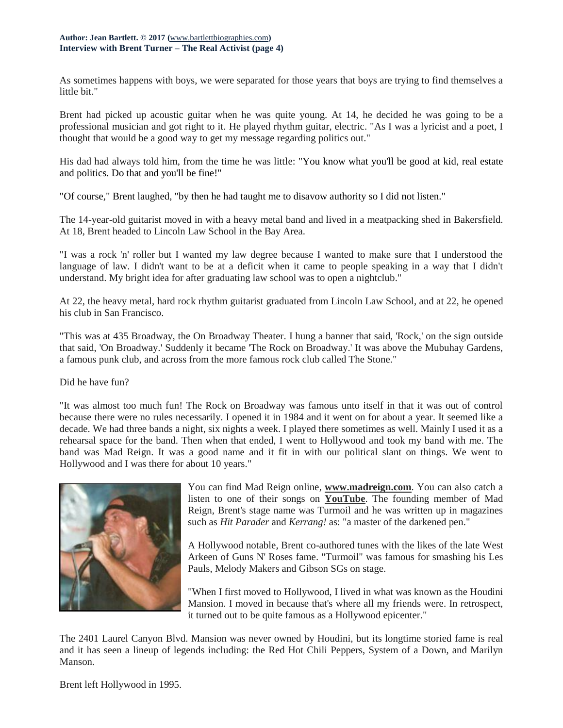As sometimes happens with boys, we were separated for those years that boys are trying to find themselves a little bit."

Brent had picked up acoustic guitar when he was quite young. At 14, he decided he was going to be a professional musician and got right to it. He played rhythm guitar, electric. "As I was a lyricist and a poet, I thought that would be a good way to get my message regarding politics out."

His dad had always told him, from the time he was little: "You know what you'll be good at kid, real estate and politics. Do that and you'll be fine!"

"Of course," Brent laughed, "by then he had taught me to disavow authority so I did not listen."

The 14-year-old guitarist moved in with a heavy metal band and lived in a meatpacking shed in Bakersfield. At 18, Brent headed to Lincoln Law School in the Bay Area.

"I was a rock 'n' roller but I wanted my law degree because I wanted to make sure that I understood the language of law. I didn't want to be at a deficit when it came to people speaking in a way that I didn't understand. My bright idea for after graduating law school was to open a nightclub."

At 22, the heavy metal, hard rock rhythm guitarist graduated from Lincoln Law School, and at 22, he opened his club in San Francisco.

"This was at 435 Broadway, the On Broadway Theater. I hung a banner that said, 'Rock,' on the sign outside that said, 'On Broadway.' Suddenly it became 'The Rock on Broadway.' It was above the Mubuhay Gardens, a famous punk club, and across from the more famous rock club called The Stone."

Did he have fun?

"It was almost too much fun! The Rock on Broadway was famous unto itself in that it was out of control because there were no rules necessarily. I opened it in 1984 and it went on for about a year. It seemed like a decade. We had three bands a night, six nights a week. I played there sometimes as well. Mainly I used it as a rehearsal space for the band. Then when that ended, I went to Hollywood and took my band with me. The band was Mad Reign. It was a good name and it fit in with our political slant on things. We went to Hollywood and I was there for about 10 years."

You can find Mad Reign online, **www.madreign.com**. You can also catch a listen to one of their songs on **YouTube**. The founding member of Mad Reign, Brent's stage name was Turmoil and he was written up in magazines such as *Hit Parader* and *Kerrang!* as: "a master of the darkened pen."

A Hollywood notable, Brent co-authored tunes with the likes of the late West Arkeen of Guns N' Roses fame. "Turmoil" was famous for smashing his Les Pauls, Melody Makers and Gibson SGs on stage.

"When I first moved to Hollywood, I lived in what was known as the Houdini Mansion. I moved in because that's where all my friends were. In retrospect, it turned out to be quite famous as a Hollywood epicenter."

The 2401 Laurel Canyon Blvd. Mansion was never owned by Houdini, but its longtime storied fame is real and it has seen a lineup of legends including: the Red Hot Chili Peppers, System of a Down, and Marilyn Manson.

Brent left Hollywood in 1995.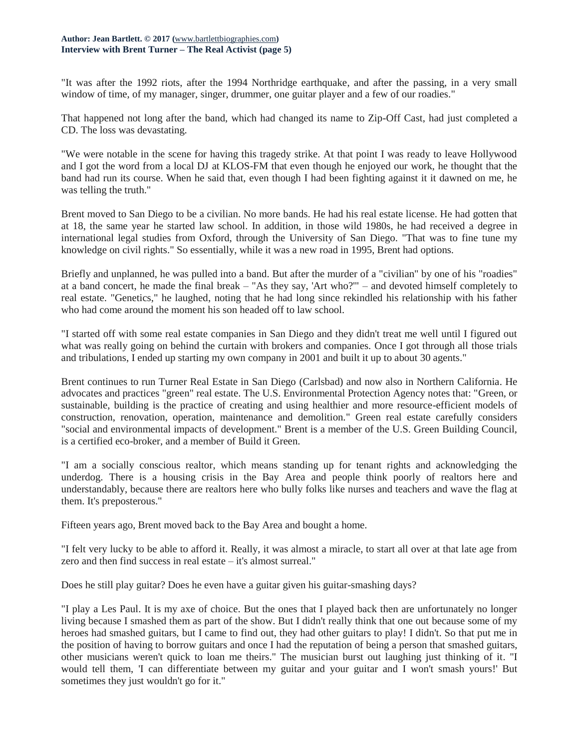"It was after the 1992 riots, after the 1994 Northridge earthquake, and after the passing, in a very small window of time, of my manager, singer, drummer, one guitar player and a few of our roadies."

That happened not long after the band, which had changed its name to Zip-Off Cast, had just completed a CD. The loss was devastating.

"We were notable in the scene for having this tragedy strike. At that point I was ready to leave Hollywood and I got the word from a local DJ at KLOS-FM that even though he enjoyed our work, he thought that the band had run its course. When he said that, even though I had been fighting against it it dawned on me, he was telling the truth."

Brent moved to San Diego to be a civilian. No more bands. He had his real estate license. He had gotten that at 18, the same year he started law school. In addition, in those wild 1980s, he had received a degree in international legal studies from Oxford, through the University of San Diego. "That was to fine tune my knowledge on civil rights." So essentially, while it was a new road in 1995, Brent had options.

Briefly and unplanned, he was pulled into a band. But after the murder of a "civilian" by one of his "roadies" at a band concert, he made the final break – "As they say, 'Art who?'" – and devoted himself completely to real estate. "Genetics," he laughed, noting that he had long since rekindled his relationship with his father who had come around the moment his son headed off to law school.

"I started off with some real estate companies in San Diego and they didn't treat me well until I figured out what was really going on behind the curtain with brokers and companies. Once I got through all those trials and tribulations, I ended up starting my own company in 2001 and built it up to about 30 agents."

Brent continues to run Turner Real Estate in San Diego (Carlsbad) and now also in Northern California. He advocates and practices "green" real estate. The U.S. Environmental Protection Agency notes that: "Green, or sustainable, building is the practice of creating and using healthier and more resource-efficient models of construction, renovation, operation, maintenance and demolition." Green real estate carefully considers "social and environmental impacts of development." Brent is a member of the U.S. Green Building Council, is a certified eco-broker, and a member of Build it Green.

"I am a socially conscious realtor, which means standing up for tenant rights and acknowledging the underdog. There is a housing crisis in the Bay Area and people think poorly of realtors here and understandably, because there are realtors here who bully folks like nurses and teachers and wave the flag at them. It's preposterous."

Fifteen years ago, Brent moved back to the Bay Area and bought a home.

"I felt very lucky to be able to afford it. Really, it was almost a miracle, to start all over at that late age from zero and then find success in real estate – it's almost surreal."

Does he still play guitar? Does he even have a guitar given his guitar-smashing days?

"I play a Les Paul. It is my axe of choice. But the ones that I played back then are unfortunately no longer living because I smashed them as part of the show. But I didn't really think that one out because some of my heroes had smashed guitars, but I came to find out, they had other guitars to play! I didn't. So that put me in the position of having to borrow guitars and once I had the reputation of being a person that smashed guitars, other musicians weren't quick to loan me theirs." The musician burst out laughing just thinking of it. "I would tell them, 'I can differentiate between my guitar and your guitar and I won't smash yours!' But sometimes they just wouldn't go for it."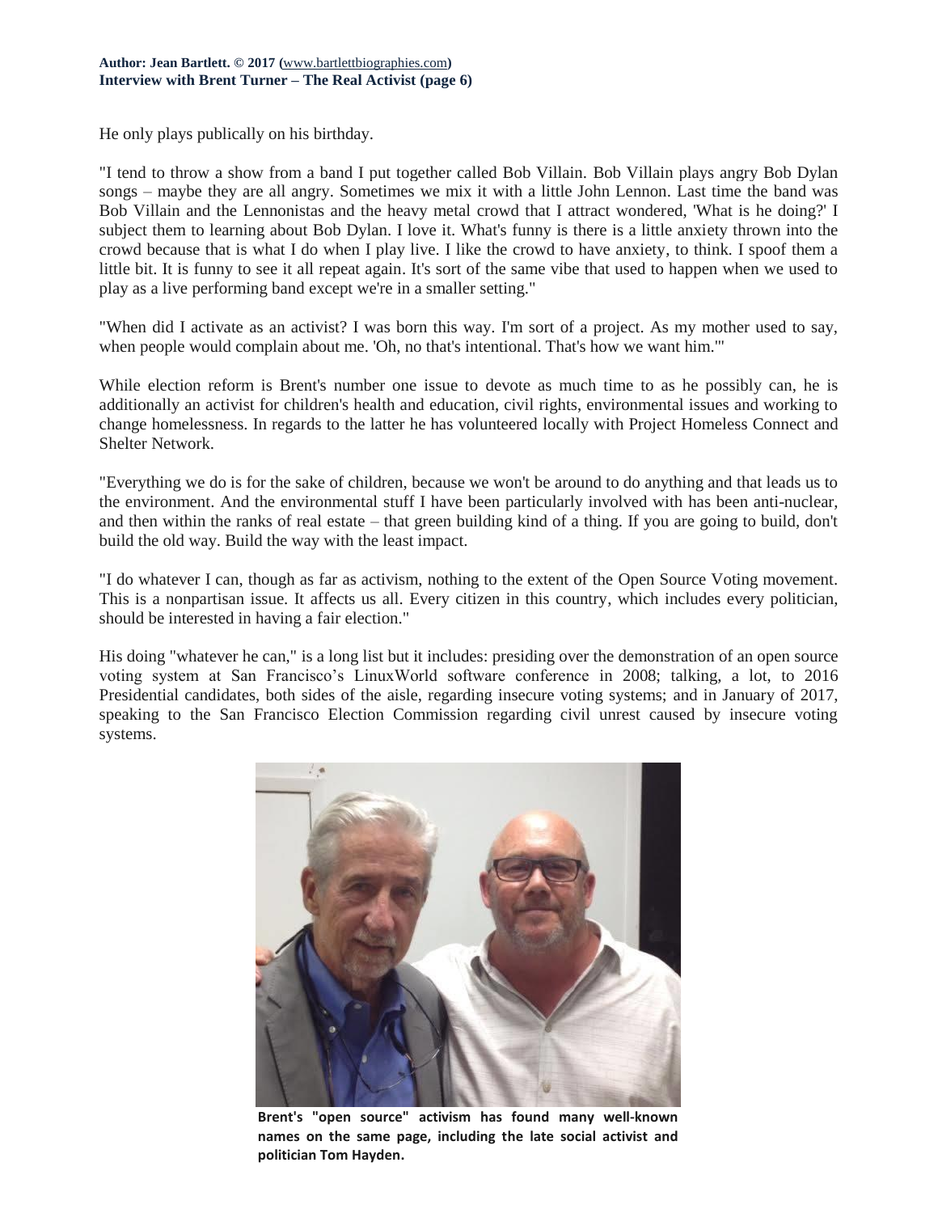He only plays publically on his birthday.

"I tend to throw a show from a band I put together called Bob Villain. Bob Villain plays angry Bob Dylan songs – maybe they are all angry. Sometimes we mix it with a little John Lennon. Last time the band was Bob Villain and the Lennonistas and the heavy metal crowd that I attract wondered, 'What is he doing?' I subject them to learning about Bob Dylan. I love it. What's funny is there is a little anxiety thrown into the crowd because that is what I do when I play live. I like the crowd to have anxiety, to think. I spoof them a little bit. It is funny to see it all repeat again. It's sort of the same vibe that used to happen when we used to play as a live performing band except we're in a smaller setting."

"When did I activate as an activist? I was born this way. I'm sort of a project. As my mother used to say, when people would complain about me. 'Oh, no that's intentional. That's how we want him.'"

While election reform is Brent's number one issue to devote as much time to as he possibly can, he is additionally an activist for children's health and education, civil rights, environmental issues and working to change homelessness. In regards to the latter he has volunteered locally with Project Homeless Connect and Shelter Network.

"Everything we do is for the sake of children, because we won't be around to do anything and that leads us to the environment. And the environmental stuff I have been particularly involved with has been anti-nuclear, and then within the ranks of real estate – that green building kind of a thing. If you are going to build, don't build the old way. Build the way with the least impact.

"I do whatever I can, though as far as activism, nothing to the extent of the Open Source Voting movement. This is a nonpartisan issue. It affects us all. Every citizen in this country, which includes every politician, should be interested in having a fair election."

His doing "whatever he can," is a long list but it includes: presiding over the demonstration of an open source voting system at San Francisco's LinuxWorld software conference in 2008; talking, a lot, to 2016 Presidential candidates, both sides of the aisle, regarding insecure voting systems; and in January of 2017, speaking to the San Francisco Election Commission regarding civil unrest caused by insecure voting systems.

**Brent's "open source" activism has found many well-known names on the same page, including the late social activist and politician Tom Hayden.**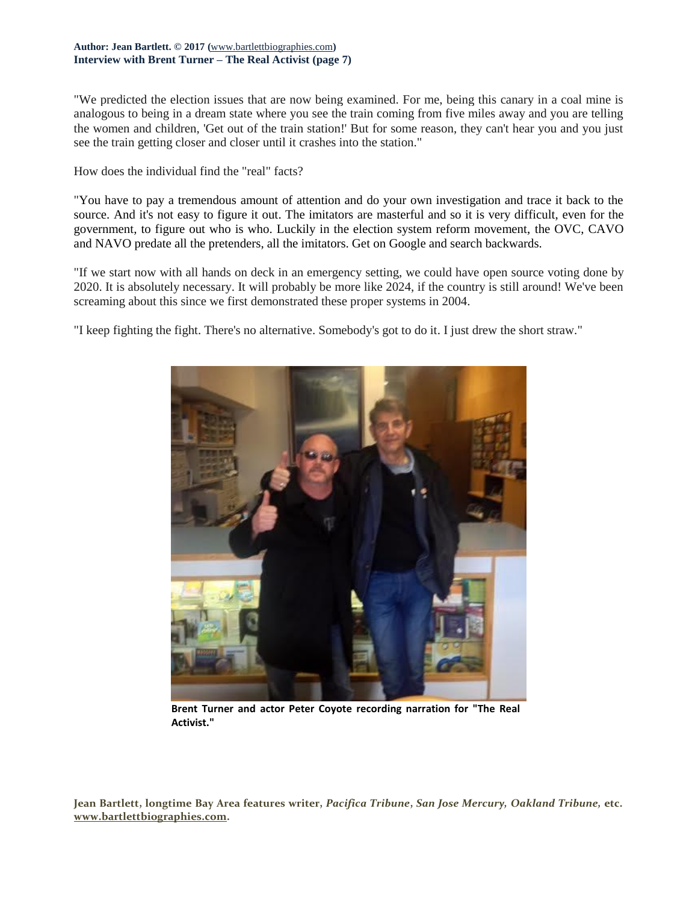"We predicted the election issues that are now being examined. For me, being this canary in a coal mine is analogous to being in a dream state where you see the train coming from five miles away and you are telling the women and children, 'Get out of the train station!' But for some reason, they can't hear you and you just see the train getting closer and closer until it crashes into the station."

How does the individual find the "real" facts?

"You have to pay a tremendous amount of attention and do your own investigation and trace it back to the source. And it's not easy to figure it out. The imitators are masterful and so it is very difficult, even for the government, to figure out who is who. Luckily in the election system reform movement, the OVC, CAVO and NAVO predate all the pretenders, all the imitators. Get on Google and search backwards.

"If we start now with all hands on deck in an emergency setting, we could have open source voting done by 2020. It is absolutely necessary. It will probably be more like 2024, if the country is still around! We've been screaming about this since we first demonstrated these proper systems in 2004.

"I keep fighting the fight. There's no alternative. Somebody's got to do it. I just drew the short straw."

**Brent Turner and actor Peter Coyote recording narration for "The Real Activist."**